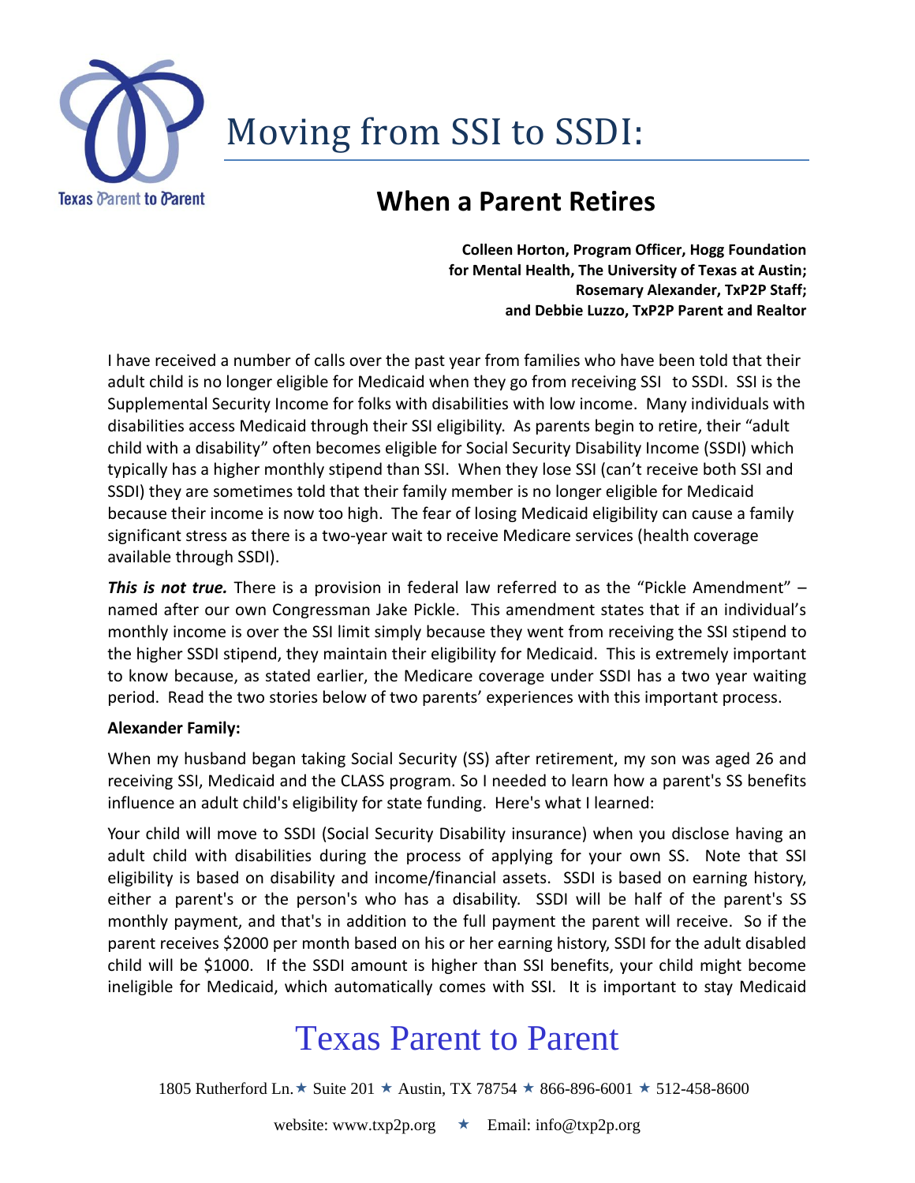# Moving from SSI to SSDI:

## When a Parent Retires

**Colleen Horton, Program Officer, Hogg Foundation for Mental Health, The University of Texas at Austin; Rosemary Alexander, TxP2P Staff; and Debbie Luzzo, TxP2P Parent and Realtor**

I have received a number of calls over the past year from families who have been told that their adult child is no longer eligible for Medicaid when they go from receiving SSI to SSDI. SSI is the Supplemental Security Income for folks with disabilities with low income. Many individuals with disabilities access Medicaid through their SSI eligibility. As parents begin to retire, their "adult child with a disability" often becomes eligible for Social Security Disability Income (SSDI) which typically has a higher monthly stipend than SSI. When they lose SSI (can't receive both SSI and SSDI) they are sometimes told that their family member is no longer eligible for Medicaid because their income is now too high. The fear of losing Medicaid eligibility can cause a family significant stress as there is a two-year wait to receive Medicare services (health coverage available through SSDI).

***This is not true.*** There is a provision in federal law referred to as the "Pickle Amendment" – named after our own Congressman Jake Pickle. This amendment states that if an individual's monthly income is over the SSI limit simply because they went from receiving the SSI stipend to the higher SSDI stipend, they maintain their eligibility for Medicaid. This is extremely important to know because, as stated earlier, the Medicare coverage under SSDI has a two year waiting period. Read the two stories below of two parents' experiences with this important process.

**Alexander Family:**

When my husband began taking Social Security (SS) after retirement, my son was aged 26 and receiving SSI, Medicaid and the CLASS program. So I needed to learn how a parent's SS benefits influence an adult child's eligibility for state funding. Here's what I learned:

Your child will move to SSDI (Social Security Disability insurance) when you disclose having an adult child with disabilities during the process of applying for your own SS. Note that SSI eligibility is based on disability and income/financial assets. SSDI is based on earning history, either a parent's or the person's who has a disability. SSDI will be half of the parent's SS monthly payment, and that's in addition to the full payment the parent will receive. So if the parent receives $2000 per month based on his or her earning history, SSDI for the adult disabled child will be $1000. If the SSDI amount is higher than SSI benefits, your child might become ineligible for Medicaid, which automatically comes with SSI. It is important to stay Medicaid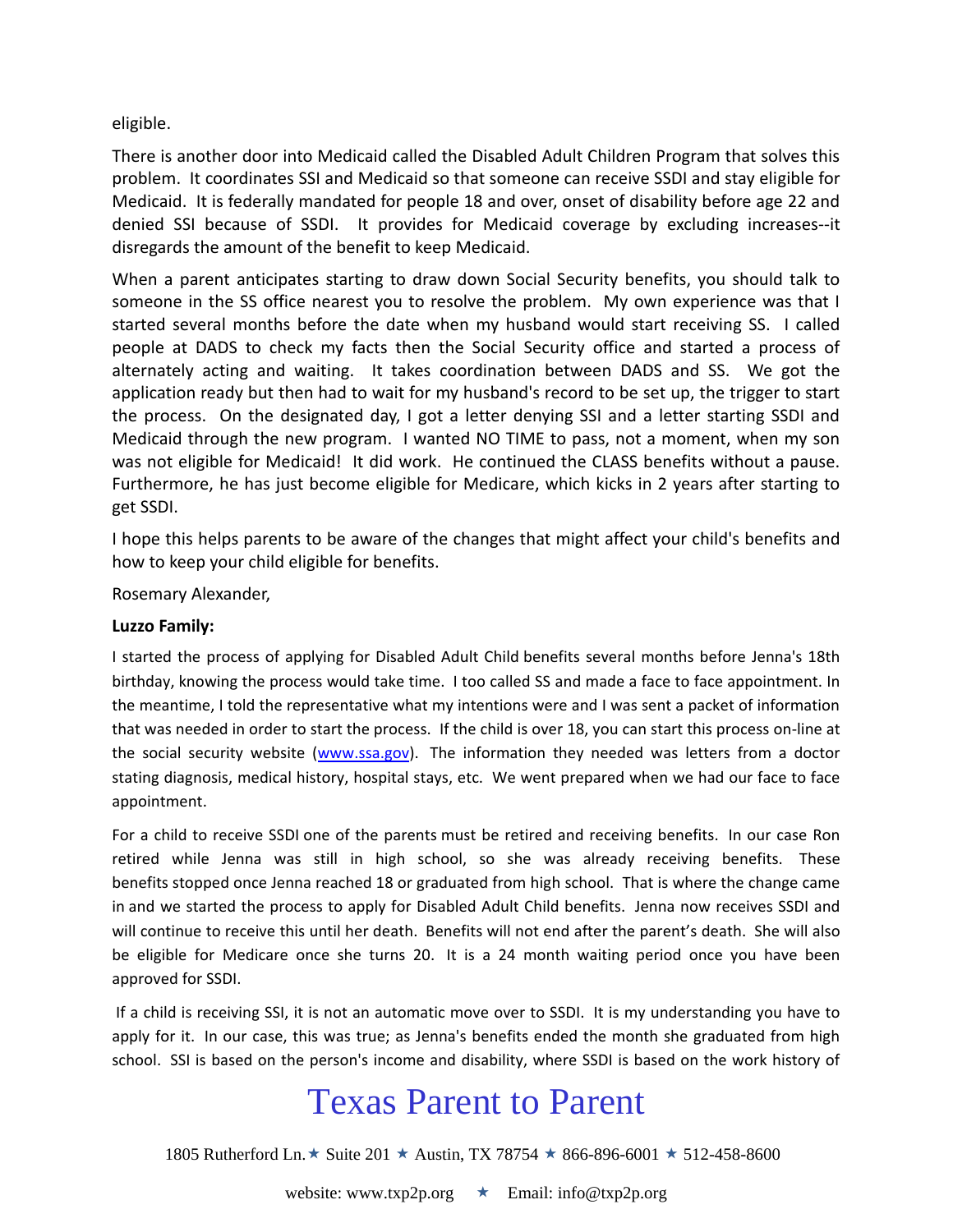eligible.

There is another door into Medicaid called the Disabled Adult Children Program that solves this problem. It coordinates SSI and Medicaid so that someone can receive SSDI and stay eligible for Medicaid. It is federally mandated for people 18 and over, onset of disability before age 22 and denied SSI because of SSDI. It provides for Medicaid coverage by excluding increases--it disregards the amount of the benefit to keep Medicaid.

When a parent anticipates starting to draw down Social Security benefits, you should talk to someone in the SS office nearest you to resolve the problem. My own experience was that I started several months before the date when my husband would start receiving SS. I called people at DADS to check my facts then the Social Security office and started a process of alternately acting and waiting. It takes coordination between DADS and SS. We got the application ready but then had to wait for my husband's record to be set up, the trigger to start the process. On the designated day, I got a letter denying SSI and a letter starting SSDI and Medicaid through the new program. I wanted NO TIME to pass, not a moment, when my son was not eligible for Medicaid! It did work. He continued the CLASS benefits without a pause. Furthermore, he has just become eligible for Medicare, which kicks in 2 years after starting to get SSDI.

I hope this helps parents to be aware of the changes that might affect your child's benefits and how to keep your child eligible for benefits.

Rosemary Alexander,

**Luzzo Family:**

I started the process of applying for Disabled Adult Child benefits several months before Jenna's 18th birthday, knowing the process would take time. I too called SS and made a face to face appointment. In the meantime, I told the representative what my intentions were and I was sent a packet of information that was needed in order to start the process. If the child is over 18, you can start this process on-line at the social security website ([www.ssa.gov](http://www.ssa.gov)). The information they needed was letters from a doctor stating diagnosis, medical history, hospital stays, etc. We went prepared when we had our face to face appointment.

For a child to receive SSDI one of the parents must be retired and receiving benefits. In our case Ron retired while Jenna was still in high school, so she was already receiving benefits. These benefits stopped once Jenna reached 18 or graduated from high school. That is where the change came in and we started the process to apply for Disabled Adult Child benefits. Jenna now receives SSDI and will continue to receive this until her death. Benefits will not end after the parent's death. She will also be eligible for Medicare once she turns 20. It is a 24 month waiting period once you have been approved for SSDI.

If a child is receiving SSI, it is not an automatic move over to SSDI. It is my understanding you have to apply for it. In our case, this was true; as Jenna's benefits ended the month she graduated from high school. SSI is based on the person's income and disability, where SSDI is based on the work history of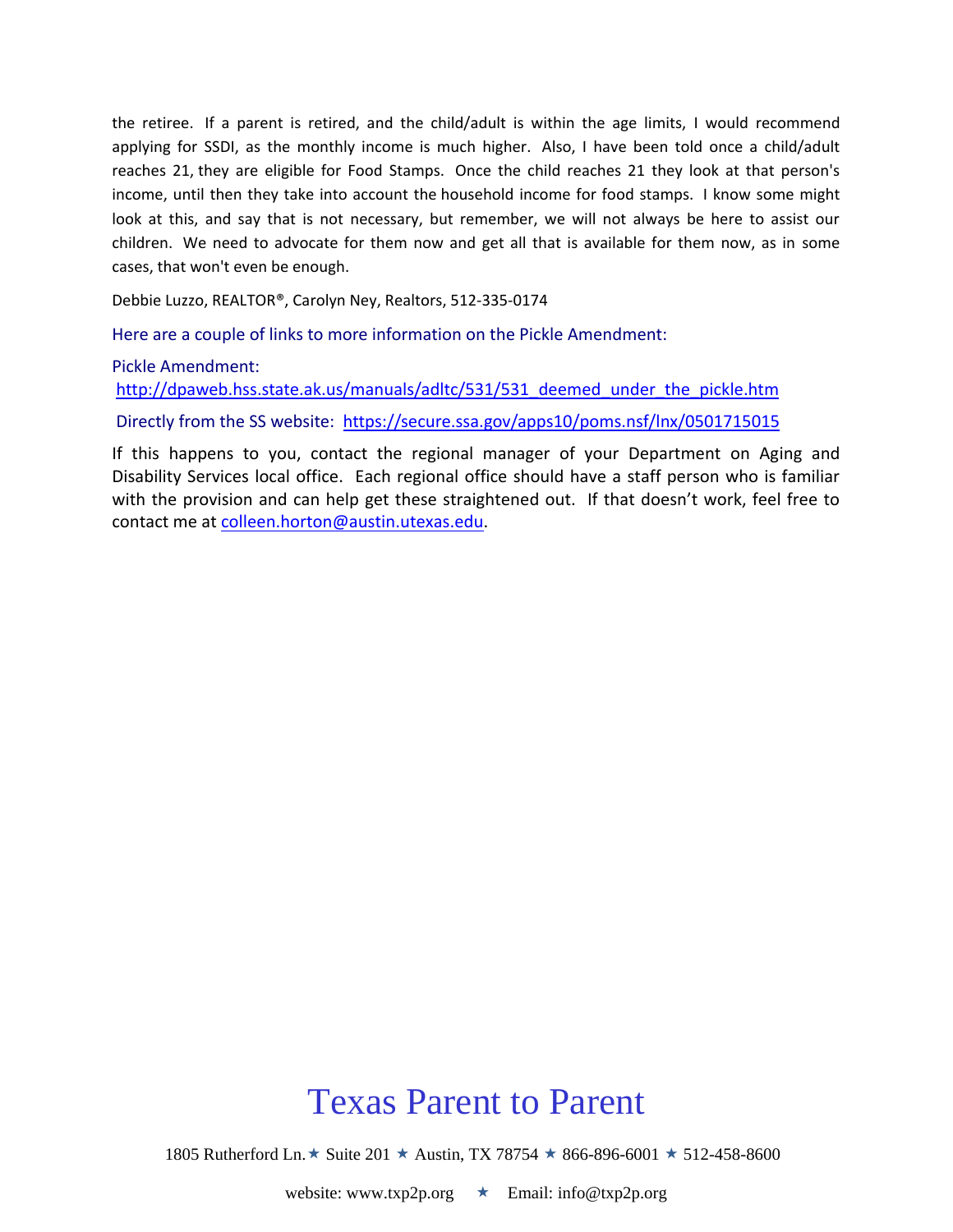the retiree. If a parent is retired, and the child/adult is within the age limits, I would recommend applying for SSDI, as the monthly income is much higher. Also, I have been told once a child/adult reaches 21, they are eligible for Food Stamps. Once the child reaches 21 they look at that person's income, until then they take into account the household income for food stamps. I know some might look at this, and say that is not necessary, but remember, we will not always be here to assist our children. We need to advocate for them now and get all that is available for them now, as in some cases, that won't even be enough.

Debbie Luzzo, REALTOR®, Carolyn Ney, Realtors, 512-335-0174

Here are a couple of links to more information on the Pickle Amendment:

Pickle Amendment:
http://dpaweb.hss.state.ak.us/manuals/adltc/531/531_deemed_under_the_pickle.htm

Directly from the SS website: https://secure.ssa.gov/apps10/poms.nsf/lnx/0501715015

If this happens to you, contact the regional manager of your Department on Aging and Disability Services local office. Each regional office should have a staff person who is familiar with the provision and can help get these straightened out. If that doesn't work, feel free to contact me at colleen.horton@austin.utexas.edu.

# Texas Parent to Parent

1805 Rutherford Ln. ★ Suite 201 ★ Austin, TX 78754 ★ 866-896-6001 ★ 512-458-8600

website: www.txp2p.org ★ Email: info@txp2p.org